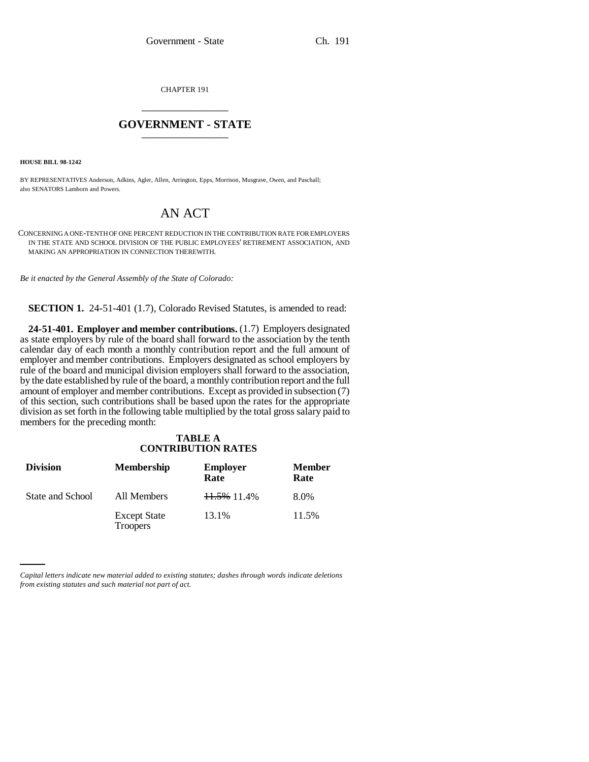CHAPTER 191

# GOVERNMENT - STATE

**HOUSE BILL 98-1242**

BY REPRESENTATIVES Anderson, Adkins, Agler, Allen, Arrington, Epps, Morrison, Musgrave, Owen, and Paschall; also SENATORS Lamborn and Powers.

# AN ACT

CONCERNING A ONE-TENTH OF ONE PERCENT REDUCTION IN THE CONTRIBUTION RATE FOR EMPLOYERS IN THE STATE AND SCHOOL DIVISION OF THE PUBLIC EMPLOYEES' RETIREMENT ASSOCIATION, AND MAKING AN APPROPRIATION IN CONNECTION THEREWITH.

*Be it enacted by the General Assembly of the State of Colorado:*

**SECTION 1.** 24-51-401 (1.7), Colorado Revised Statutes, is amended to read:

**24-51-401. Employer and member contributions.** (1.7) Employers designated as state employers by rule of the board shall forward to the association by the tenth calendar day of each month a monthly contribution report and the full amount of employer and member contributions. Employers designated as school employers by rule of the board and municipal division employers shall forward to the association, by the date established by rule of the board, a monthly contribution report and the full amount of employer and member contributions. Except as provided in subsection (7) of this section, such contributions shall be based upon the rates for the appropriate division as set forth in the following table multiplied by the total gross salary paid to members for the preceding month:

**TABLE A**
**CONTRIBUTION RATES**

| Division | Membership | Employer Rate | Member Rate |
|---|---|---|---|
| State and School | All Members | ~~11.5%~~ 11.4% | 8.0% |
| | Except State Troopers | 13.1% | 11.5% |

*Capital letters indicate new material added to existing statutes; dashes through words indicate deletions from existing statutes and such material not part of act.*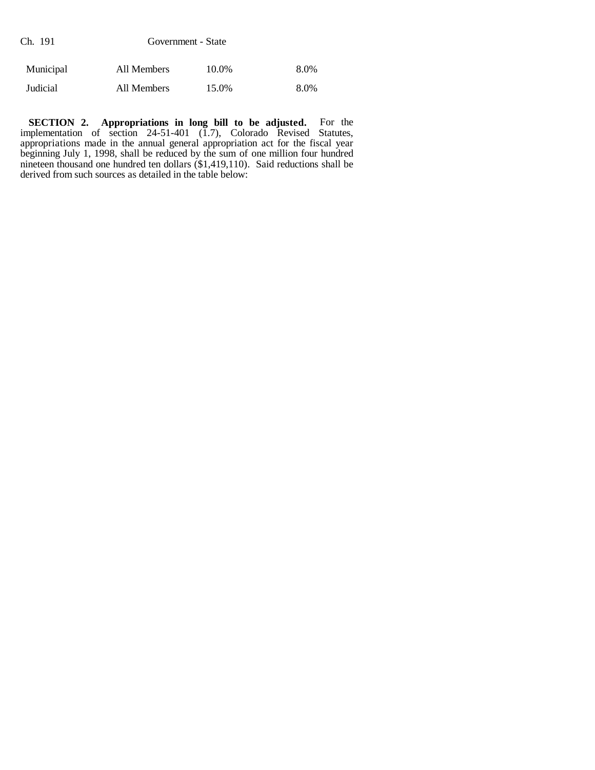| | | | |
|---|---|---|---|
| Municipal | All Members | 10.0% | 8.0% |
| Judicial | All Members | 15.0% | 8.0% |

**SECTION 2. Appropriations in long bill to be adjusted.** For the implementation of section 24-51-401 (1.7), Colorado Revised Statutes, appropriations made in the annual general appropriation act for the fiscal year beginning July 1, 1998, shall be reduced by the sum of one million four hundred nineteen thousand one hundred ten dollars ($1,419,110). Said reductions shall be derived from such sources as detailed in the table below: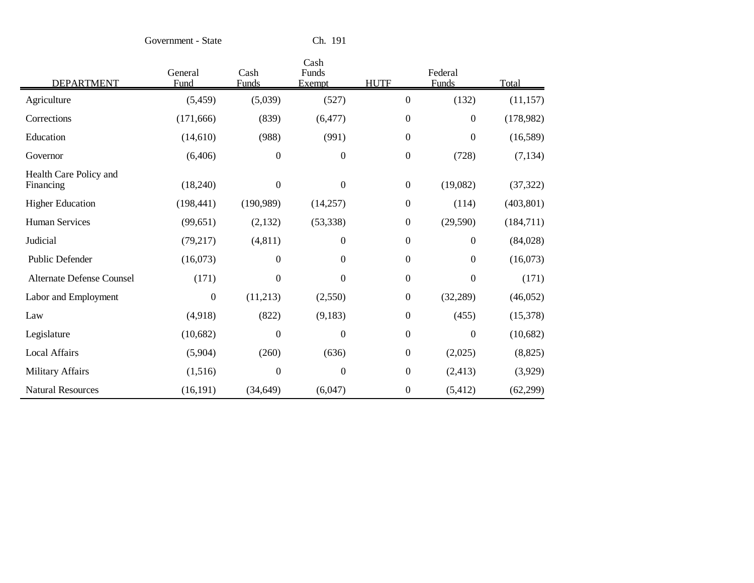| DEPARTMENT | General Fund | Cash Funds | Cash Funds Exempt | HUTF | Federal Funds | Total |
|---|---|---|---|---|---|---|
| Agriculture | (5,459) | (5,039) | (527) | 0 | (132) | (11,157) |
| Corrections | (171,666) | (839) | (6,477) | 0 | 0 | (178,982) |
| Education | (14,610) | (988) | (991) | 0 | 0 | (16,589) |
| Governor | (6,406) | 0 | 0 | 0 | (728) | (7,134) |
| Health Care Policy and Financing | (18,240) | 0 | 0 | 0 | (19,082) | (37,322) |
| Higher Education | (198,441) | (190,989) | (14,257) | 0 | (114) | (403,801) |
| Human Services | (99,651) | (2,132) | (53,338) | 0 | (29,590) | (184,711) |
| Judicial | (79,217) | (4,811) | 0 | 0 | 0 | (84,028) |
| Public Defender | (16,073) | 0 | 0 | 0 | 0 | (16,073) |
| Alternate Defense Counsel | (171) | 0 | 0 | 0 | 0 | (171) |
| Labor and Employment | 0 | (11,213) | (2,550) | 0 | (32,289) | (46,052) |
| Law | (4,918) | (822) | (9,183) | 0 | (455) | (15,378) |
| Legislature | (10,682) | 0 | 0 | 0 | 0 | (10,682) |
| Local Affairs | (5,904) | (260) | (636) | 0 | (2,025) | (8,825) |
| Military Affairs | (1,516) | 0 | 0 | 0 | (2,413) | (3,929) |
| Natural Resources | (16,191) | (34,649) | (6,047) | 0 | (5,412) | (62,299) |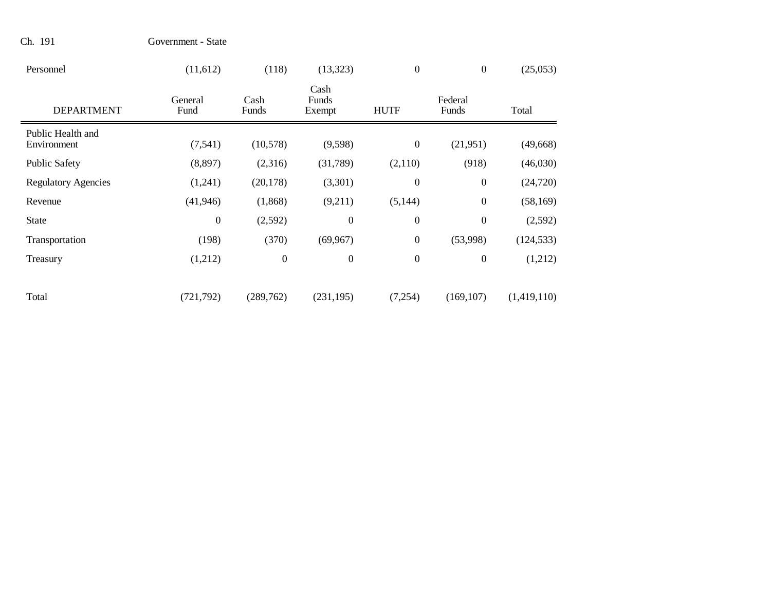| Personnel | (11,612) | (118) | (13,323) | 0 | 0 | (25,053) |
|---|---|---|---|---|---|---|
| **DEPARTMENT** | **General Fund** | **Cash Funds** | **Cash Funds Exempt** | **HUTF** | **Federal Funds** | **Total** |
| Public Health and Environment | (7,541) | (10,578) | (9,598) | 0 | (21,951) | (49,668) |
| Public Safety | (8,897) | (2,316) | (31,789) | (2,110) | (918) | (46,030) |
| Regulatory Agencies | (1,241) | (20,178) | (3,301) | 0 | 0 | (24,720) |
| Revenue | (41,946) | (1,868) | (9,211) | (5,144) | 0 | (58,169) |
| State | 0 | (2,592) | 0 | 0 | 0 | (2,592) |
| Transportation | (198) | (370) | (69,967) | 0 | (53,998) | (124,533) |
| Treasury | (1,212) | 0 | 0 | 0 | 0 | (1,212) |
| Total | (721,792) | (289,762) | (231,195) | (7,254) | (169,107) | (1,419,110) |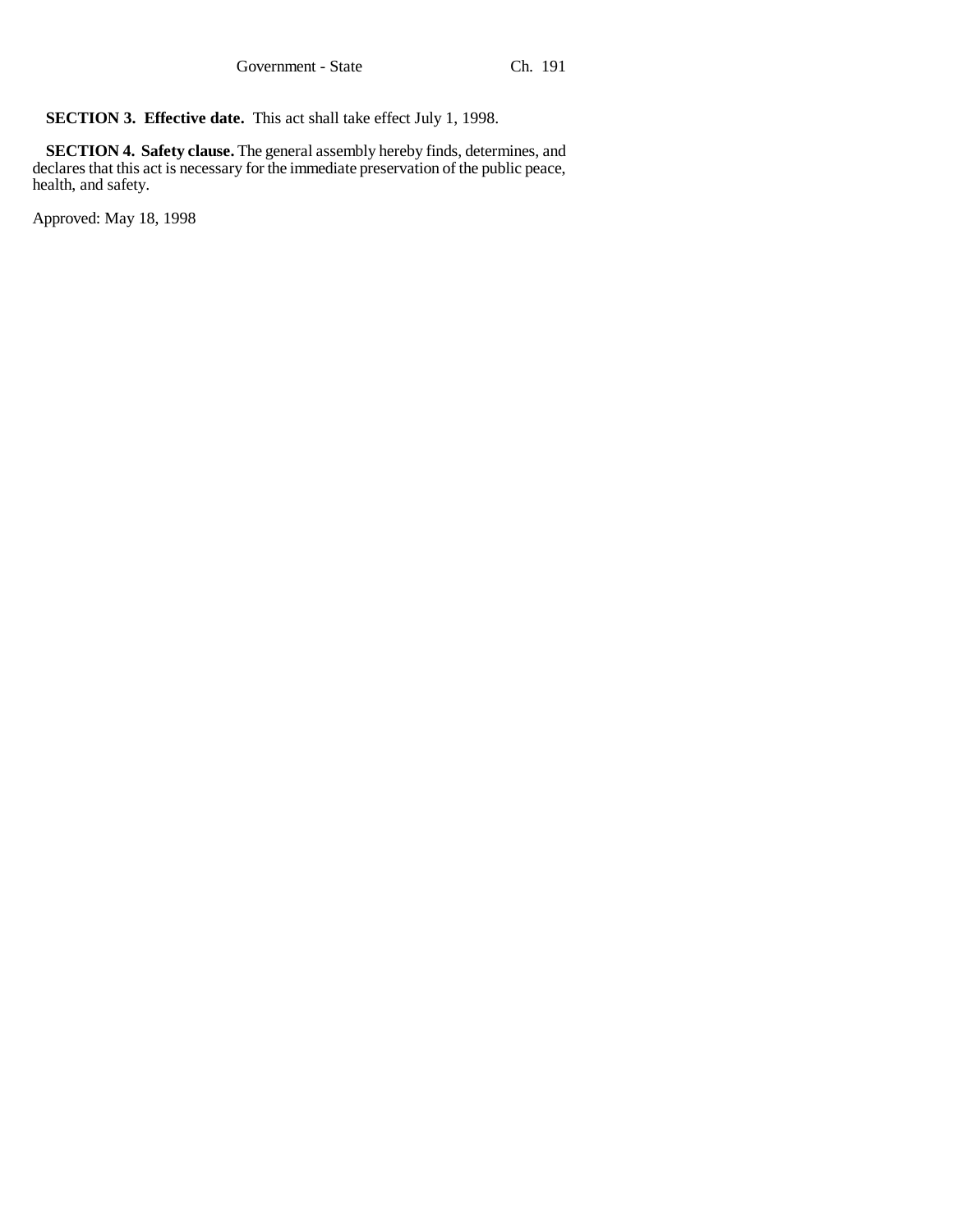**SECTION 3. Effective date.** This act shall take effect July 1, 1998.

**SECTION 4. Safety clause.** The general assembly hereby finds, determines, and declares that this act is necessary for the immediate preservation of the public peace, health, and safety.

Approved: May 18, 1998